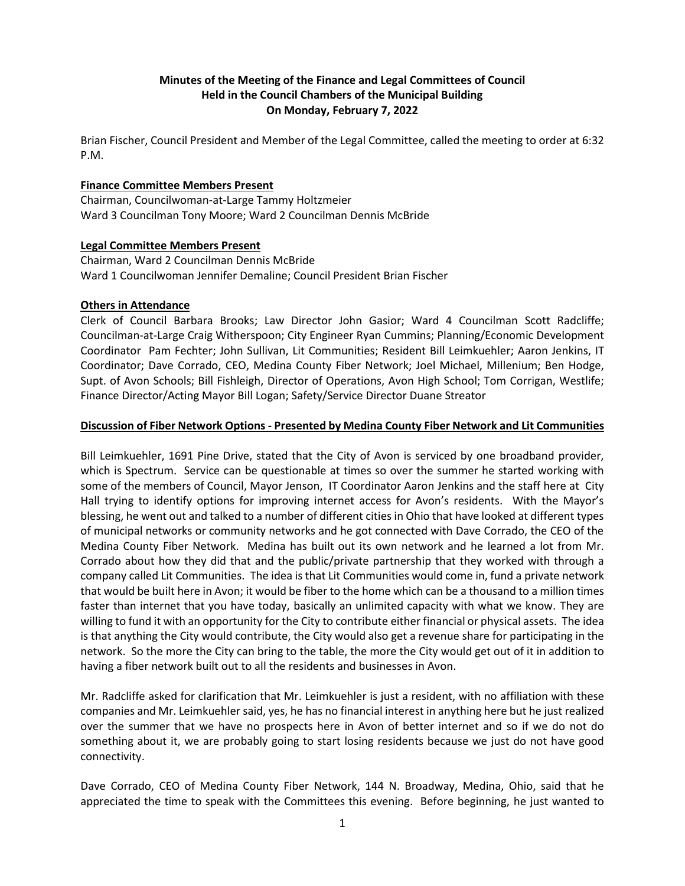**Minutes of the Meeting of the Finance and Legal Committees of Council**
**Held in the Council Chambers of the Municipal Building**
**On Monday, February 7, 2022**

Brian Fischer, Council President and Member of the Legal Committee, called the meeting to order at 6:32 P.M.

**Finance Committee Members Present**

Chairman, Councilwoman-at-Large Tammy Holtzmeier
Ward 3 Councilman Tony Moore; Ward 2 Councilman Dennis McBride

**Legal Committee Members Present**

Chairman, Ward 2 Councilman Dennis McBride
Ward 1 Councilwoman Jennifer Demaline; Council President Brian Fischer

**Others in Attendance**

Clerk of Council Barbara Brooks; Law Director John Gasior; Ward 4 Councilman Scott Radcliffe; Councilman-at-Large Craig Witherspoon; City Engineer Ryan Cummins; Planning/Economic Development Coordinator Pam Fechter; John Sullivan, Lit Communities; Resident Bill Leimkuehler; Aaron Jenkins, IT Coordinator; Dave Corrado, CEO, Medina County Fiber Network; Joel Michael, Millenium; Ben Hodge, Supt. of Avon Schools; Bill Fishleigh, Director of Operations, Avon High School; Tom Corrigan, Westlife; Finance Director/Acting Mayor Bill Logan; Safety/Service Director Duane Streator

**Discussion of Fiber Network Options - Presented by Medina County Fiber Network and Lit Communities**

Bill Leimkuehler, 1691 Pine Drive, stated that the City of Avon is serviced by one broadband provider, which is Spectrum. Service can be questionable at times so over the summer he started working with some of the members of Council, Mayor Jenson, IT Coordinator Aaron Jenkins and the staff here at City Hall trying to identify options for improving internet access for Avon's residents. With the Mayor's blessing, he went out and talked to a number of different cities in Ohio that have looked at different types of municipal networks or community networks and he got connected with Dave Corrado, the CEO of the Medina County Fiber Network. Medina has built out its own network and he learned a lot from Mr. Corrado about how they did that and the public/private partnership that they worked with through a company called Lit Communities. The idea is that Lit Communities would come in, fund a private network that would be built here in Avon; it would be fiber to the home which can be a thousand to a million times faster than internet that you have today, basically an unlimited capacity with what we know. They are willing to fund it with an opportunity for the City to contribute either financial or physical assets. The idea is that anything the City would contribute, the City would also get a revenue share for participating in the network. So the more the City can bring to the table, the more the City would get out of it in addition to having a fiber network built out to all the residents and businesses in Avon.

Mr. Radcliffe asked for clarification that Mr. Leimkuehler is just a resident, with no affiliation with these companies and Mr. Leimkuehler said, yes, he has no financial interest in anything here but he just realized over the summer that we have no prospects here in Avon of better internet and so if we do not do something about it, we are probably going to start losing residents because we just do not have good connectivity.

Dave Corrado, CEO of Medina County Fiber Network, 144 N. Broadway, Medina, Ohio, said that he appreciated the time to speak with the Committees this evening. Before beginning, he just wanted to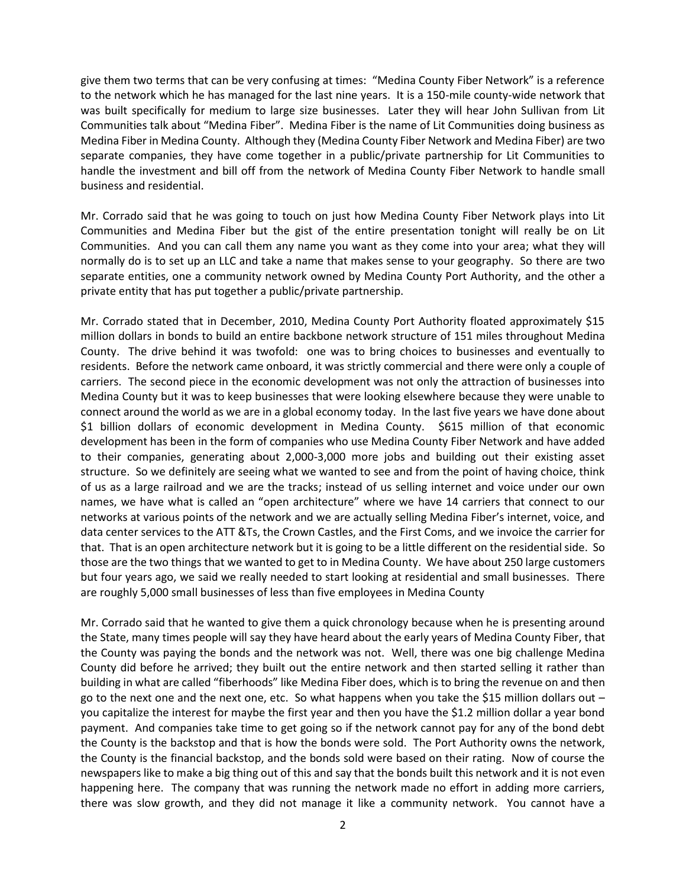give them two terms that can be very confusing at times: "Medina County Fiber Network" is a reference to the network which he has managed for the last nine years. It is a 150-mile county-wide network that was built specifically for medium to large size businesses. Later they will hear John Sullivan from Lit Communities talk about "Medina Fiber". Medina Fiber is the name of Lit Communities doing business as Medina Fiber in Medina County. Although they (Medina County Fiber Network and Medina Fiber) are two separate companies, they have come together in a public/private partnership for Lit Communities to handle the investment and bill off from the network of Medina County Fiber Network to handle small business and residential.

Mr. Corrado said that he was going to touch on just how Medina County Fiber Network plays into Lit Communities and Medina Fiber but the gist of the entire presentation tonight will really be on Lit Communities. And you can call them any name you want as they come into your area; what they will normally do is to set up an LLC and take a name that makes sense to your geography. So there are two separate entities, one a community network owned by Medina County Port Authority, and the other a private entity that has put together a public/private partnership.

Mr. Corrado stated that in December, 2010, Medina County Port Authority floated approximately $15 million dollars in bonds to build an entire backbone network structure of 151 miles throughout Medina County. The drive behind it was twofold: one was to bring choices to businesses and eventually to residents. Before the network came onboard, it was strictly commercial and there were only a couple of carriers. The second piece in the economic development was not only the attraction of businesses into Medina County but it was to keep businesses that were looking elsewhere because they were unable to connect around the world as we are in a global economy today. In the last five years we have done about $1 billion dollars of economic development in Medina County. $615 million of that economic development has been in the form of companies who use Medina County Fiber Network and have added to their companies, generating about 2,000-3,000 more jobs and building out their existing asset structure. So we definitely are seeing what we wanted to see and from the point of having choice, think of us as a large railroad and we are the tracks; instead of us selling internet and voice under our own names, we have what is called an "open architecture" where we have 14 carriers that connect to our networks at various points of the network and we are actually selling Medina Fiber's internet, voice, and data center services to the ATT &Ts, the Crown Castles, and the First Coms, and we invoice the carrier for that. That is an open architecture network but it is going to be a little different on the residential side. So those are the two things that we wanted to get to in Medina County. We have about 250 large customers but four years ago, we said we really needed to start looking at residential and small businesses. There are roughly 5,000 small businesses of less than five employees in Medina County

Mr. Corrado said that he wanted to give them a quick chronology because when he is presenting around the State, many times people will say they have heard about the early years of Medina County Fiber, that the County was paying the bonds and the network was not. Well, there was one big challenge Medina County did before he arrived; they built out the entire network and then started selling it rather than building in what are called "fiberhoods" like Medina Fiber does, which is to bring the revenue on and then go to the next one and the next one, etc. So what happens when you take the $15 million dollars out – you capitalize the interest for maybe the first year and then you have the $1.2 million dollar a year bond payment. And companies take time to get going so if the network cannot pay for any of the bond debt the County is the backstop and that is how the bonds were sold. The Port Authority owns the network, the County is the financial backstop, and the bonds sold were based on their rating. Now of course the newspapers like to make a big thing out of this and say that the bonds built this network and it is not even happening here. The company that was running the network made no effort in adding more carriers, there was slow growth, and they did not manage it like a community network. You cannot have a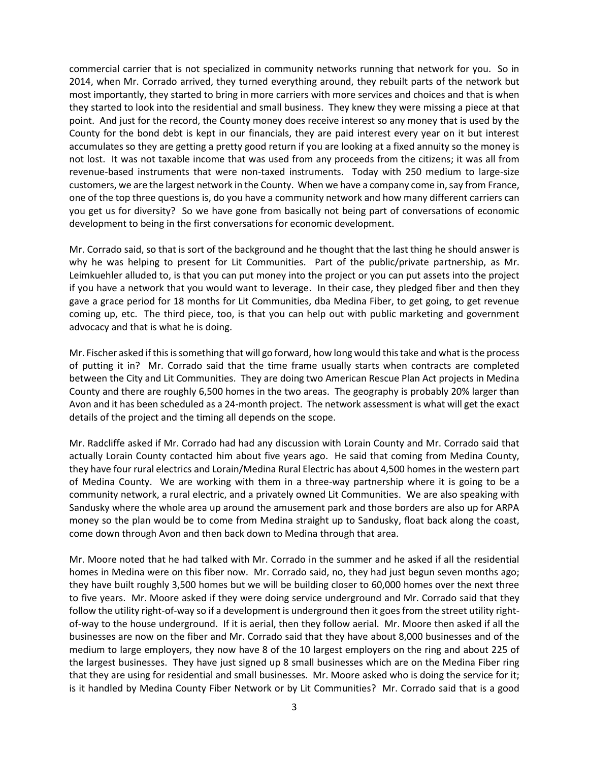commercial carrier that is not specialized in community networks running that network for you. So in 2014, when Mr. Corrado arrived, they turned everything around, they rebuilt parts of the network but most importantly, they started to bring in more carriers with more services and choices and that is when they started to look into the residential and small business. They knew they were missing a piece at that point. And just for the record, the County money does receive interest so any money that is used by the County for the bond debt is kept in our financials, they are paid interest every year on it but interest accumulates so they are getting a pretty good return if you are looking at a fixed annuity so the money is not lost. It was not taxable income that was used from any proceeds from the citizens; it was all from revenue-based instruments that were non-taxed instruments. Today with 250 medium to large-size customers, we are the largest network in the County. When we have a company come in, say from France, one of the top three questions is, do you have a community network and how many different carriers can you get us for diversity? So we have gone from basically not being part of conversations of economic development to being in the first conversations for economic development.

Mr. Corrado said, so that is sort of the background and he thought that the last thing he should answer is why he was helping to present for Lit Communities. Part of the public/private partnership, as Mr. Leimkuehler alluded to, is that you can put money into the project or you can put assets into the project if you have a network that you would want to leverage. In their case, they pledged fiber and then they gave a grace period for 18 months for Lit Communities, dba Medina Fiber, to get going, to get revenue coming up, etc. The third piece, too, is that you can help out with public marketing and government advocacy and that is what he is doing.

Mr. Fischer asked if this is something that will go forward, how long would this take and what is the process of putting it in? Mr. Corrado said that the time frame usually starts when contracts are completed between the City and Lit Communities. They are doing two American Rescue Plan Act projects in Medina County and there are roughly 6,500 homes in the two areas. The geography is probably 20% larger than Avon and it has been scheduled as a 24-month project. The network assessment is what will get the exact details of the project and the timing all depends on the scope.

Mr. Radcliffe asked if Mr. Corrado had had any discussion with Lorain County and Mr. Corrado said that actually Lorain County contacted him about five years ago. He said that coming from Medina County, they have four rural electrics and Lorain/Medina Rural Electric has about 4,500 homes in the western part of Medina County. We are working with them in a three-way partnership where it is going to be a community network, a rural electric, and a privately owned Lit Communities. We are also speaking with Sandusky where the whole area up around the amusement park and those borders are also up for ARPA money so the plan would be to come from Medina straight up to Sandusky, float back along the coast, come down through Avon and then back down to Medina through that area.

Mr. Moore noted that he had talked with Mr. Corrado in the summer and he asked if all the residential homes in Medina were on this fiber now. Mr. Corrado said, no, they had just begun seven months ago; they have built roughly 3,500 homes but we will be building closer to 60,000 homes over the next three to five years. Mr. Moore asked if they were doing service underground and Mr. Corrado said that they follow the utility right-of-way so if a development is underground then it goes from the street utility right-of-way to the house underground. If it is aerial, then they follow aerial. Mr. Moore then asked if all the businesses are now on the fiber and Mr. Corrado said that they have about 8,000 businesses and of the medium to large employers, they now have 8 of the 10 largest employers on the ring and about 225 of the largest businesses. They have just signed up 8 small businesses which are on the Medina Fiber ring that they are using for residential and small businesses. Mr. Moore asked who is doing the service for it; is it handled by Medina County Fiber Network or by Lit Communities? Mr. Corrado said that is a good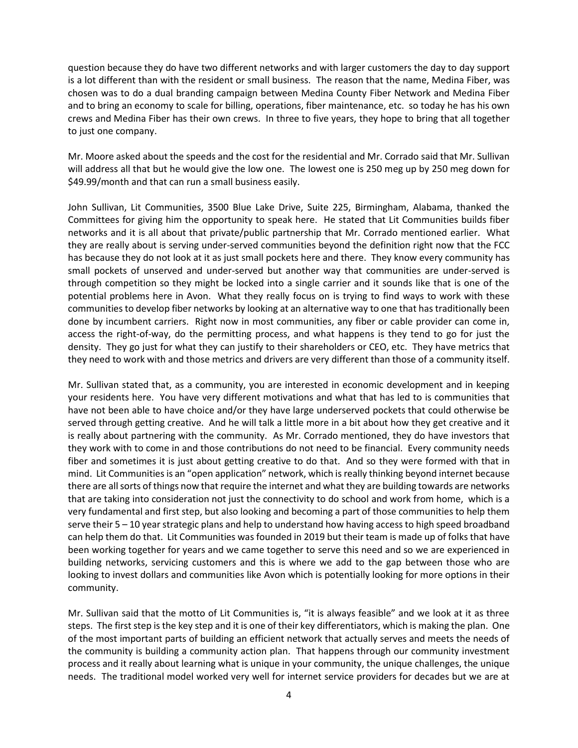question because they do have two different networks and with larger customers the day to day support is a lot different than with the resident or small business. The reason that the name, Medina Fiber, was chosen was to do a dual branding campaign between Medina County Fiber Network and Medina Fiber and to bring an economy to scale for billing, operations, fiber maintenance, etc. so today he has his own crews and Medina Fiber has their own crews. In three to five years, they hope to bring that all together to just one company.

Mr. Moore asked about the speeds and the cost for the residential and Mr. Corrado said that Mr. Sullivan will address all that but he would give the low one. The lowest one is 250 meg up by 250 meg down for $49.99/month and that can run a small business easily.

John Sullivan, Lit Communities, 3500 Blue Lake Drive, Suite 225, Birmingham, Alabama, thanked the Committees for giving him the opportunity to speak here. He stated that Lit Communities builds fiber networks and it is all about that private/public partnership that Mr. Corrado mentioned earlier. What they are really about is serving under-served communities beyond the definition right now that the FCC has because they do not look at it as just small pockets here and there. They know every community has small pockets of unserved and under-served but another way that communities are under-served is through competition so they might be locked into a single carrier and it sounds like that is one of the potential problems here in Avon. What they really focus on is trying to find ways to work with these communities to develop fiber networks by looking at an alternative way to one that has traditionally been done by incumbent carriers. Right now in most communities, any fiber or cable provider can come in, access the right-of-way, do the permitting process, and what happens is they tend to go for just the density. They go just for what they can justify to their shareholders or CEO, etc. They have metrics that they need to work with and those metrics and drivers are very different than those of a community itself.

Mr. Sullivan stated that, as a community, you are interested in economic development and in keeping your residents here. You have very different motivations and what that has led to is communities that have not been able to have choice and/or they have large underserved pockets that could otherwise be served through getting creative. And he will talk a little more in a bit about how they get creative and it is really about partnering with the community. As Mr. Corrado mentioned, they do have investors that they work with to come in and those contributions do not need to be financial. Every community needs fiber and sometimes it is just about getting creative to do that. And so they were formed with that in mind. Lit Communities is an "open application" network, which is really thinking beyond internet because there are all sorts of things now that require the internet and what they are building towards are networks that are taking into consideration not just the connectivity to do school and work from home, which is a very fundamental and first step, but also looking and becoming a part of those communities to help them serve their 5 – 10 year strategic plans and help to understand how having access to high speed broadband can help them do that. Lit Communities was founded in 2019 but their team is made up of folks that have been working together for years and we came together to serve this need and so we are experienced in building networks, servicing customers and this is where we add to the gap between those who are looking to invest dollars and communities like Avon which is potentially looking for more options in their community.

Mr. Sullivan said that the motto of Lit Communities is, "it is always feasible" and we look at it as three steps. The first step is the key step and it is one of their key differentiators, which is making the plan. One of the most important parts of building an efficient network that actually serves and meets the needs of the community is building a community action plan. That happens through our community investment process and it really about learning what is unique in your community, the unique challenges, the unique needs. The traditional model worked very well for internet service providers for decades but we are at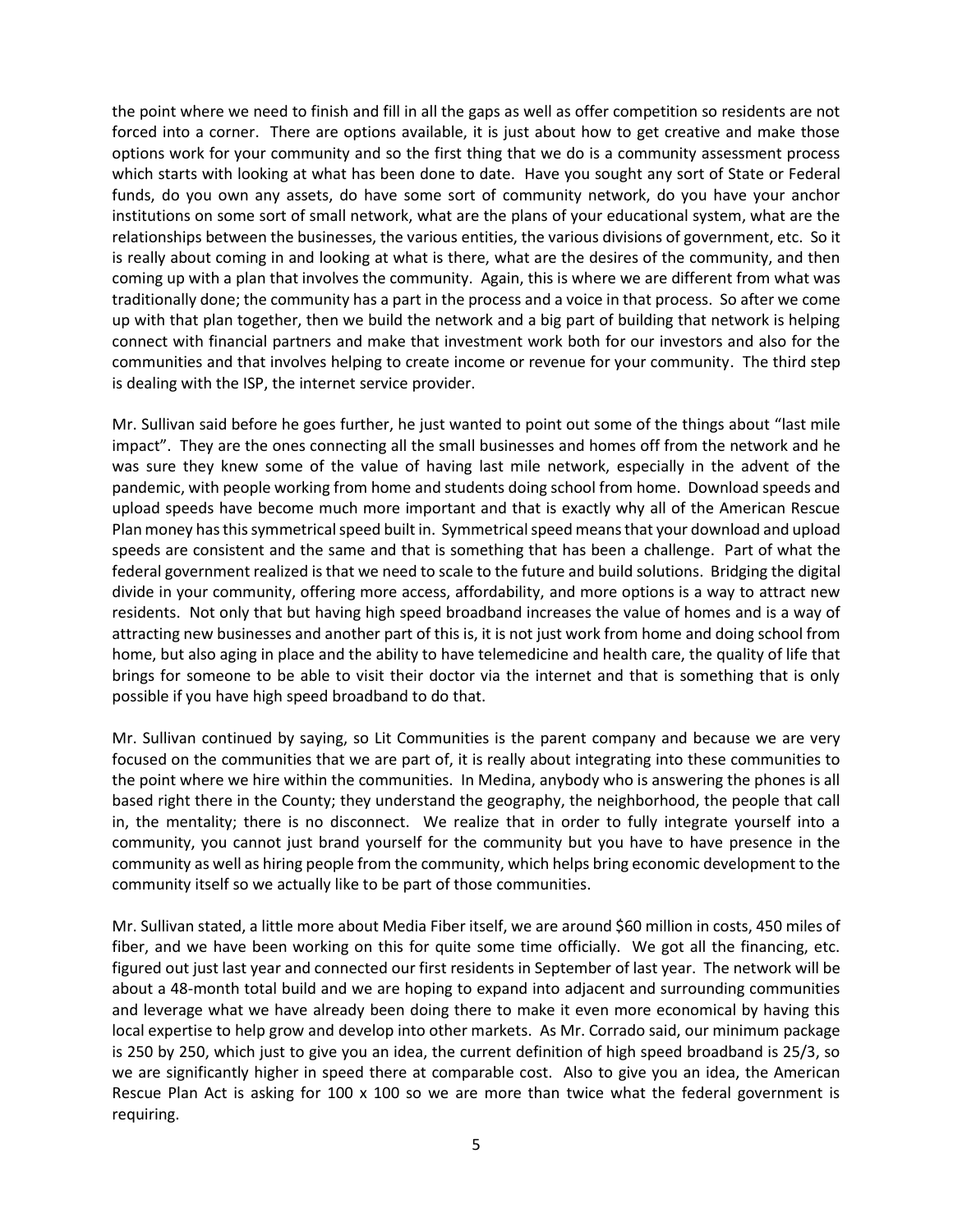the point where we need to finish and fill in all the gaps as well as offer competition so residents are not forced into a corner. There are options available, it is just about how to get creative and make those options work for your community and so the first thing that we do is a community assessment process which starts with looking at what has been done to date. Have you sought any sort of State or Federal funds, do you own any assets, do have some sort of community network, do you have your anchor institutions on some sort of small network, what are the plans of your educational system, what are the relationships between the businesses, the various entities, the various divisions of government, etc. So it is really about coming in and looking at what is there, what are the desires of the community, and then coming up with a plan that involves the community. Again, this is where we are different from what was traditionally done; the community has a part in the process and a voice in that process. So after we come up with that plan together, then we build the network and a big part of building that network is helping connect with financial partners and make that investment work both for our investors and also for the communities and that involves helping to create income or revenue for your community. The third step is dealing with the ISP, the internet service provider.

Mr. Sullivan said before he goes further, he just wanted to point out some of the things about "last mile impact". They are the ones connecting all the small businesses and homes off from the network and he was sure they knew some of the value of having last mile network, especially in the advent of the pandemic, with people working from home and students doing school from home. Download speeds and upload speeds have become much more important and that is exactly why all of the American Rescue Plan money has this symmetrical speed built in. Symmetrical speed means that your download and upload speeds are consistent and the same and that is something that has been a challenge. Part of what the federal government realized is that we need to scale to the future and build solutions. Bridging the digital divide in your community, offering more access, affordability, and more options is a way to attract new residents. Not only that but having high speed broadband increases the value of homes and is a way of attracting new businesses and another part of this is, it is not just work from home and doing school from home, but also aging in place and the ability to have telemedicine and health care, the quality of life that brings for someone to be able to visit their doctor via the internet and that is something that is only possible if you have high speed broadband to do that.

Mr. Sullivan continued by saying, so Lit Communities is the parent company and because we are very focused on the communities that we are part of, it is really about integrating into these communities to the point where we hire within the communities. In Medina, anybody who is answering the phones is all based right there in the County; they understand the geography, the neighborhood, the people that call in, the mentality; there is no disconnect. We realize that in order to fully integrate yourself into a community, you cannot just brand yourself for the community but you have to have presence in the community as well as hiring people from the community, which helps bring economic development to the community itself so we actually like to be part of those communities.

Mr. Sullivan stated, a little more about Media Fiber itself, we are around $60 million in costs, 450 miles of fiber, and we have been working on this for quite some time officially. We got all the financing, etc. figured out just last year and connected our first residents in September of last year. The network will be about a 48-month total build and we are hoping to expand into adjacent and surrounding communities and leverage what we have already been doing there to make it even more economical by having this local expertise to help grow and develop into other markets. As Mr. Corrado said, our minimum package is 250 by 250, which just to give you an idea, the current definition of high speed broadband is 25/3, so we are significantly higher in speed there at comparable cost. Also to give you an idea, the American Rescue Plan Act is asking for 100 x 100 so we are more than twice what the federal government is requiring.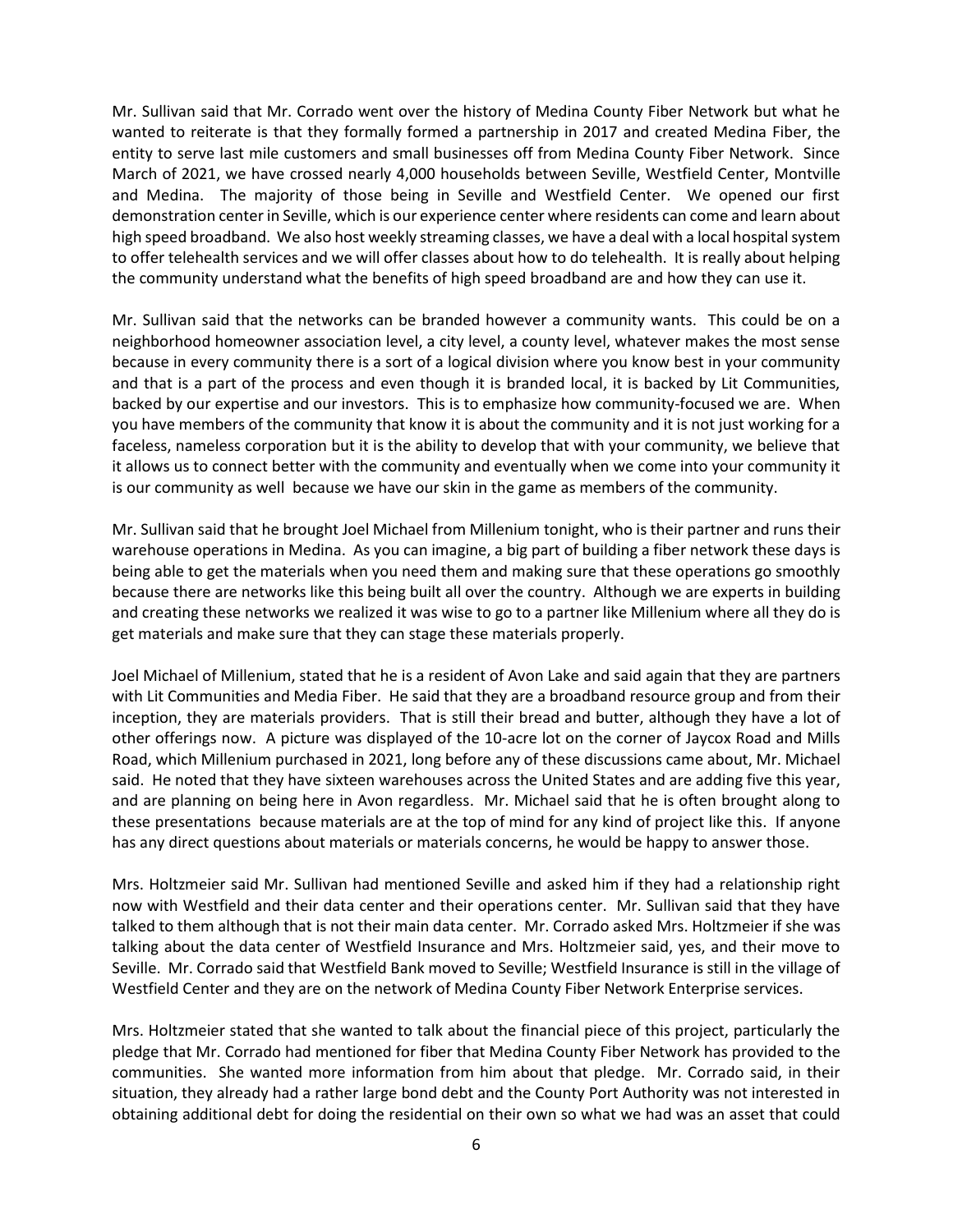Mr. Sullivan said that Mr. Corrado went over the history of Medina County Fiber Network but what he wanted to reiterate is that they formally formed a partnership in 2017 and created Medina Fiber, the entity to serve last mile customers and small businesses off from Medina County Fiber Network. Since March of 2021, we have crossed nearly 4,000 households between Seville, Westfield Center, Montville and Medina. The majority of those being in Seville and Westfield Center. We opened our first demonstration center in Seville, which is our experience center where residents can come and learn about high speed broadband. We also host weekly streaming classes, we have a deal with a local hospital system to offer telehealth services and we will offer classes about how to do telehealth. It is really about helping the community understand what the benefits of high speed broadband are and how they can use it.

Mr. Sullivan said that the networks can be branded however a community wants. This could be on a neighborhood homeowner association level, a city level, a county level, whatever makes the most sense because in every community there is a sort of a logical division where you know best in your community and that is a part of the process and even though it is branded local, it is backed by Lit Communities, backed by our expertise and our investors. This is to emphasize how community-focused we are. When you have members of the community that know it is about the community and it is not just working for a faceless, nameless corporation but it is the ability to develop that with your community, we believe that it allows us to connect better with the community and eventually when we come into your community it is our community as well because we have our skin in the game as members of the community.

Mr. Sullivan said that he brought Joel Michael from Millenium tonight, who is their partner and runs their warehouse operations in Medina. As you can imagine, a big part of building a fiber network these days is being able to get the materials when you need them and making sure that these operations go smoothly because there are networks like this being built all over the country. Although we are experts in building and creating these networks we realized it was wise to go to a partner like Millenium where all they do is get materials and make sure that they can stage these materials properly.

Joel Michael of Millenium, stated that he is a resident of Avon Lake and said again that they are partners with Lit Communities and Media Fiber. He said that they are a broadband resource group and from their inception, they are materials providers. That is still their bread and butter, although they have a lot of other offerings now. A picture was displayed of the 10-acre lot on the corner of Jaycox Road and Mills Road, which Millenium purchased in 2021, long before any of these discussions came about, Mr. Michael said. He noted that they have sixteen warehouses across the United States and are adding five this year, and are planning on being here in Avon regardless. Mr. Michael said that he is often brought along to these presentations because materials are at the top of mind for any kind of project like this. If anyone has any direct questions about materials or materials concerns, he would be happy to answer those.

Mrs. Holtzmeier said Mr. Sullivan had mentioned Seville and asked him if they had a relationship right now with Westfield and their data center and their operations center. Mr. Sullivan said that they have talked to them although that is not their main data center. Mr. Corrado asked Mrs. Holtzmeier if she was talking about the data center of Westfield Insurance and Mrs. Holtzmeier said, yes, and their move to Seville. Mr. Corrado said that Westfield Bank moved to Seville; Westfield Insurance is still in the village of Westfield Center and they are on the network of Medina County Fiber Network Enterprise services.

Mrs. Holtzmeier stated that she wanted to talk about the financial piece of this project, particularly the pledge that Mr. Corrado had mentioned for fiber that Medina County Fiber Network has provided to the communities. She wanted more information from him about that pledge. Mr. Corrado said, in their situation, they already had a rather large bond debt and the County Port Authority was not interested in obtaining additional debt for doing the residential on their own so what we had was an asset that could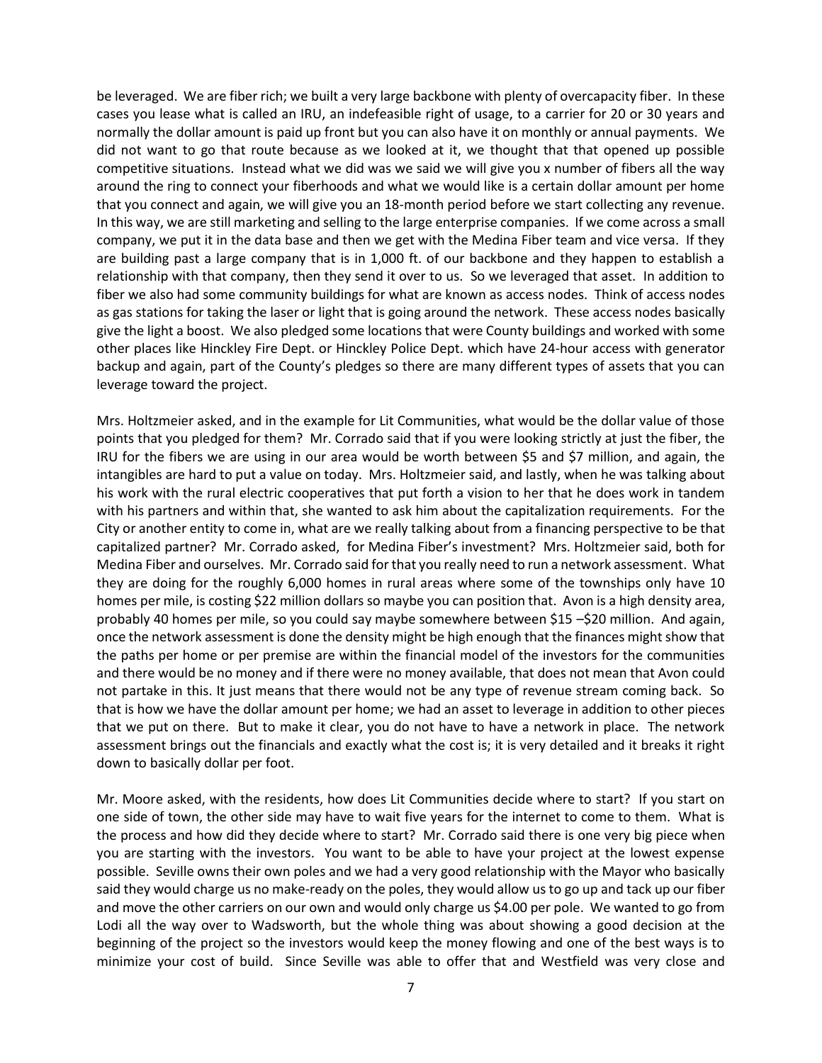be leveraged. We are fiber rich; we built a very large backbone with plenty of overcapacity fiber. In these cases you lease what is called an IRU, an indefeasible right of usage, to a carrier for 20 or 30 years and normally the dollar amount is paid up front but you can also have it on monthly or annual payments. We did not want to go that route because as we looked at it, we thought that that opened up possible competitive situations. Instead what we did was we said we will give you x number of fibers all the way around the ring to connect your fiberhoods and what we would like is a certain dollar amount per home that you connect and again, we will give you an 18-month period before we start collecting any revenue. In this way, we are still marketing and selling to the large enterprise companies. If we come across a small company, we put it in the data base and then we get with the Medina Fiber team and vice versa. If they are building past a large company that is in 1,000 ft. of our backbone and they happen to establish a relationship with that company, then they send it over to us. So we leveraged that asset. In addition to fiber we also had some community buildings for what are known as access nodes. Think of access nodes as gas stations for taking the laser or light that is going around the network. These access nodes basically give the light a boost. We also pledged some locations that were County buildings and worked with some other places like Hinckley Fire Dept. or Hinckley Police Dept. which have 24-hour access with generator backup and again, part of the County's pledges so there are many different types of assets that you can leverage toward the project.

Mrs. Holtzmeier asked, and in the example for Lit Communities, what would be the dollar value of those points that you pledged for them? Mr. Corrado said that if you were looking strictly at just the fiber, the IRU for the fibers we are using in our area would be worth between $5 and $7 million, and again, the intangibles are hard to put a value on today. Mrs. Holtzmeier said, and lastly, when he was talking about his work with the rural electric cooperatives that put forth a vision to her that he does work in tandem with his partners and within that, she wanted to ask him about the capitalization requirements. For the City or another entity to come in, what are we really talking about from a financing perspective to be that capitalized partner? Mr. Corrado asked, for Medina Fiber's investment? Mrs. Holtzmeier said, both for Medina Fiber and ourselves. Mr. Corrado said for that you really need to run a network assessment. What they are doing for the roughly 6,000 homes in rural areas where some of the townships only have 10 homes per mile, is costing $22 million dollars so maybe you can position that. Avon is a high density area, probably 40 homes per mile, so you could say maybe somewhere between $15 –$20 million. And again, once the network assessment is done the density might be high enough that the finances might show that the paths per home or per premise are within the financial model of the investors for the communities and there would be no money and if there were no money available, that does not mean that Avon could not partake in this. It just means that there would not be any type of revenue stream coming back. So that is how we have the dollar amount per home; we had an asset to leverage in addition to other pieces that we put on there. But to make it clear, you do not have to have a network in place. The network assessment brings out the financials and exactly what the cost is; it is very detailed and it breaks it right down to basically dollar per foot.

Mr. Moore asked, with the residents, how does Lit Communities decide where to start? If you start on one side of town, the other side may have to wait five years for the internet to come to them. What is the process and how did they decide where to start? Mr. Corrado said there is one very big piece when you are starting with the investors. You want to be able to have your project at the lowest expense possible. Seville owns their own poles and we had a very good relationship with the Mayor who basically said they would charge us no make-ready on the poles, they would allow us to go up and tack up our fiber and move the other carriers on our own and would only charge us $4.00 per pole. We wanted to go from Lodi all the way over to Wadsworth, but the whole thing was about showing a good decision at the beginning of the project so the investors would keep the money flowing and one of the best ways is to minimize your cost of build. Since Seville was able to offer that and Westfield was very close and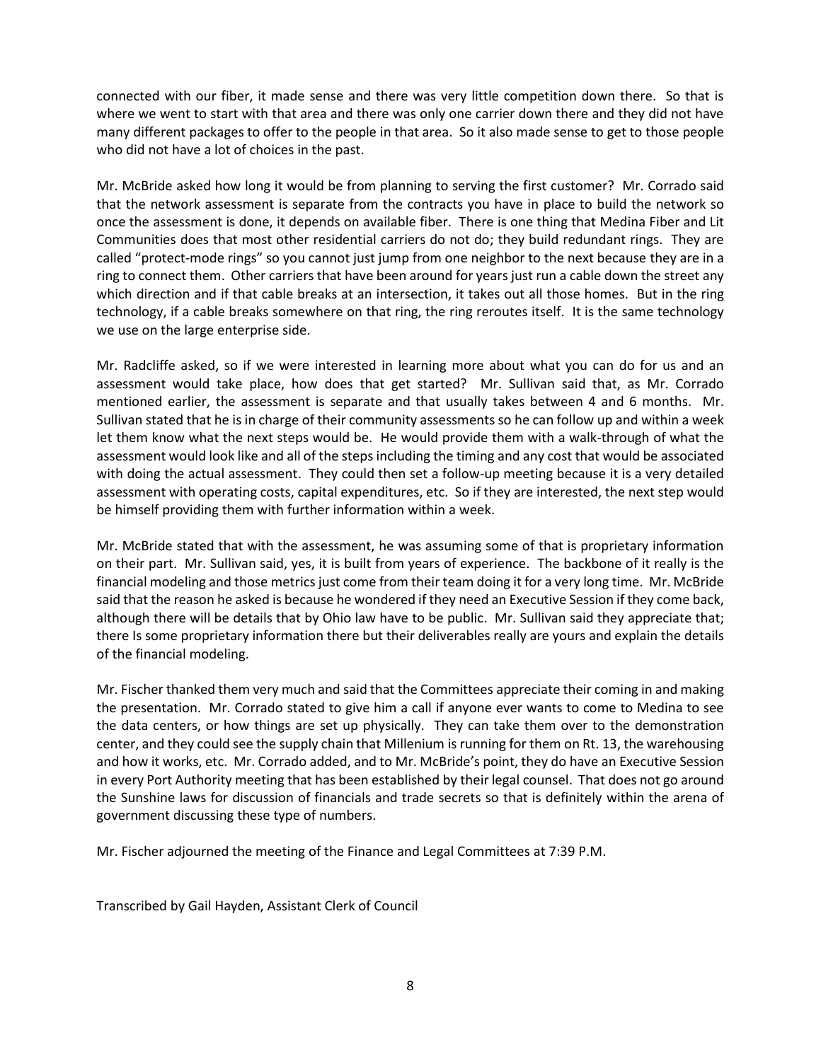connected with our fiber, it made sense and there was very little competition down there. So that is where we went to start with that area and there was only one carrier down there and they did not have many different packages to offer to the people in that area. So it also made sense to get to those people who did not have a lot of choices in the past.

Mr. McBride asked how long it would be from planning to serving the first customer? Mr. Corrado said that the network assessment is separate from the contracts you have in place to build the network so once the assessment is done, it depends on available fiber. There is one thing that Medina Fiber and Lit Communities does that most other residential carriers do not do; they build redundant rings. They are called "protect-mode rings" so you cannot just jump from one neighbor to the next because they are in a ring to connect them. Other carriers that have been around for years just run a cable down the street any which direction and if that cable breaks at an intersection, it takes out all those homes. But in the ring technology, if a cable breaks somewhere on that ring, the ring reroutes itself. It is the same technology we use on the large enterprise side.

Mr. Radcliffe asked, so if we were interested in learning more about what you can do for us and an assessment would take place, how does that get started? Mr. Sullivan said that, as Mr. Corrado mentioned earlier, the assessment is separate and that usually takes between 4 and 6 months. Mr. Sullivan stated that he is in charge of their community assessments so he can follow up and within a week let them know what the next steps would be. He would provide them with a walk-through of what the assessment would look like and all of the steps including the timing and any cost that would be associated with doing the actual assessment. They could then set a follow-up meeting because it is a very detailed assessment with operating costs, capital expenditures, etc. So if they are interested, the next step would be himself providing them with further information within a week.

Mr. McBride stated that with the assessment, he was assuming some of that is proprietary information on their part. Mr. Sullivan said, yes, it is built from years of experience. The backbone of it really is the financial modeling and those metrics just come from their team doing it for a very long time. Mr. McBride said that the reason he asked is because he wondered if they need an Executive Session if they come back, although there will be details that by Ohio law have to be public. Mr. Sullivan said they appreciate that; there Is some proprietary information there but their deliverables really are yours and explain the details of the financial modeling.

Mr. Fischer thanked them very much and said that the Committees appreciate their coming in and making the presentation. Mr. Corrado stated to give him a call if anyone ever wants to come to Medina to see the data centers, or how things are set up physically. They can take them over to the demonstration center, and they could see the supply chain that Millenium is running for them on Rt. 13, the warehousing and how it works, etc. Mr. Corrado added, and to Mr. McBride's point, they do have an Executive Session in every Port Authority meeting that has been established by their legal counsel. That does not go around the Sunshine laws for discussion of financials and trade secrets so that is definitely within the arena of government discussing these type of numbers.

Mr. Fischer adjourned the meeting of the Finance and Legal Committees at 7:39 P.M.

Transcribed by Gail Hayden, Assistant Clerk of Council